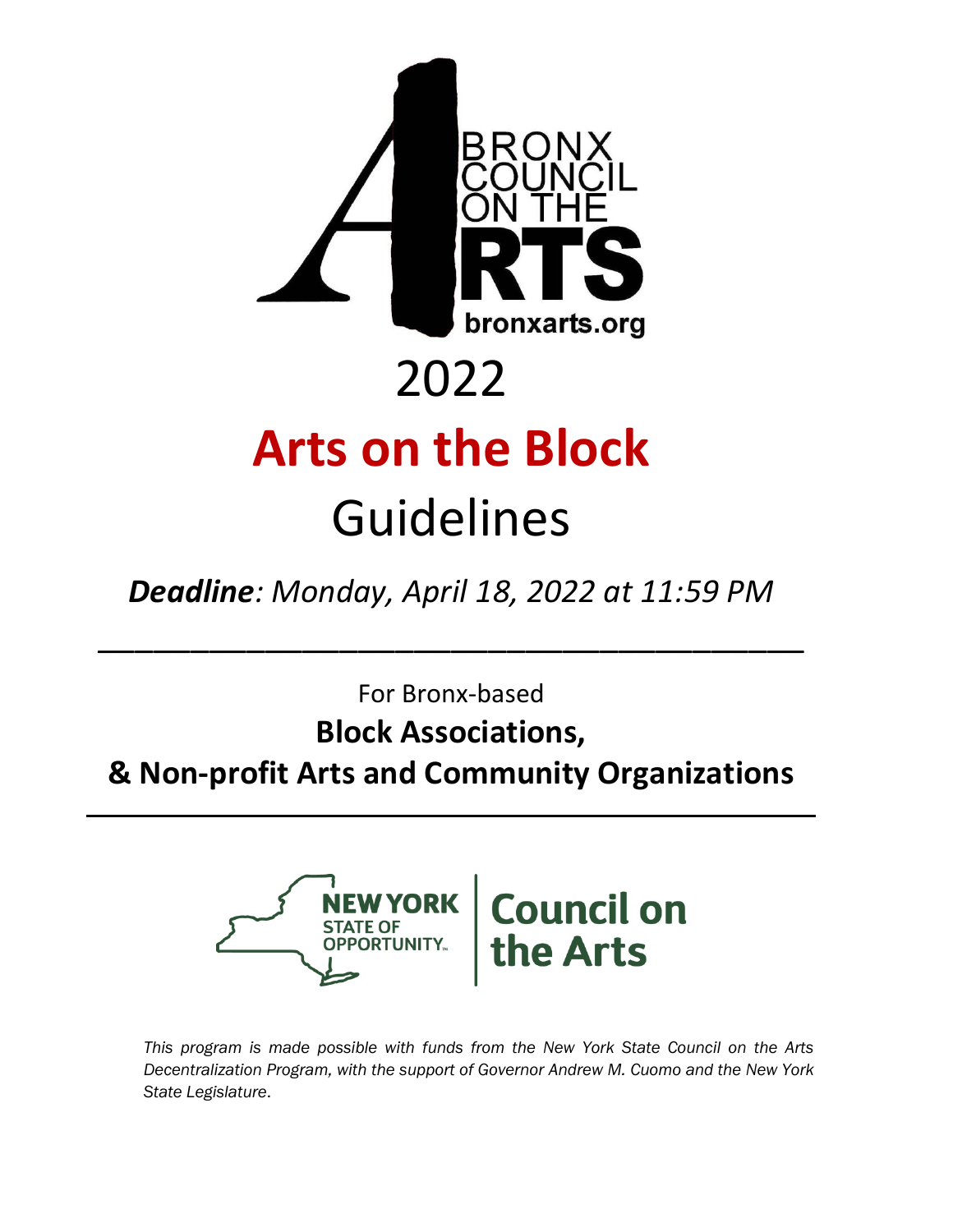BRONX COUNCIL ON THE ARTS

bronxarts.org

# 2022

# Arts on the Block

# Guidelines

***Deadline**: Monday, April 18, 2022 at 11:59 PM*

---

For Bronx-based

**Block Associations,**

**& Non-profit Arts and Community Organizations**

---

NEW YORK STATE OF OPPORTUNITY. | Council on the Arts

*This program is made possible with funds from the New York State Council on the Arts Decentralization Program, with the support of Governor Andrew M. Cuomo and the New York State Legislature.*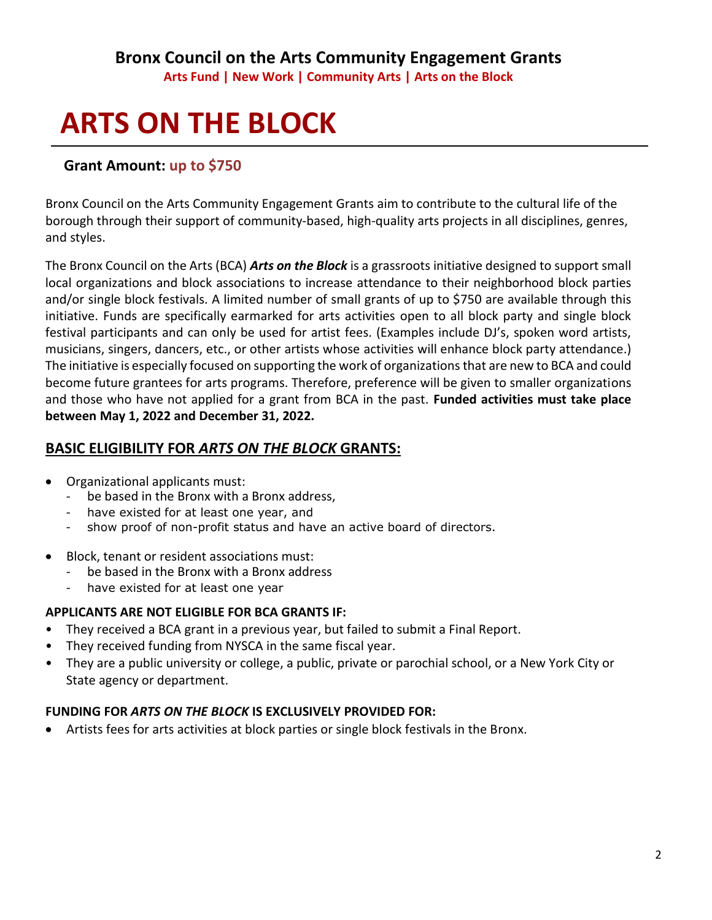## Bronx Council on the Arts Community Engagement Grants

**Arts Fund | New Work | Community Arts | Arts on the Block**

# ARTS ON THE BLOCK

**Grant Amount: up to $750**

Bronx Council on the Arts Community Engagement Grants aim to contribute to the cultural life of the borough through their support of community-based, high-quality arts projects in all disciplines, genres, and styles.

The Bronx Council on the Arts (BCA) ***Arts on the Block*** is a grassroots initiative designed to support small local organizations and block associations to increase attendance to their neighborhood block parties and/or single block festivals. A limited number of small grants of up to $750 are available through this initiative. Funds are specifically earmarked for arts activities open to all block party and single block festival participants and can only be used for artist fees. (Examples include DJ's, spoken word artists, musicians, singers, dancers, etc., or other artists whose activities will enhance block party attendance.) The initiative is especially focused on supporting the work of organizations that are new to BCA and could become future grantees for arts programs. Therefore, preference will be given to smaller organizations and those who have not applied for a grant from BCA in the past. **Funded activities must take place between May 1, 2022 and December 31, 2022.**

## BASIC ELIGIBILITY FOR *ARTS ON THE BLOCK* GRANTS:

- Organizational applicants must:
  - be based in the Bronx with a Bronx address,
  - have existed for at least one year, and
  - show proof of non-profit status and have an active board of directors.
- Block, tenant or resident associations must:
  - be based in the Bronx with a Bronx address
  - have existed for at least one year

**APPLICANTS ARE NOT ELIGIBLE FOR BCA GRANTS IF:**

- They received a BCA grant in a previous year, but failed to submit a Final Report.
- They received funding from NYSCA in the same fiscal year.
- They are a public university or college, a public, private or parochial school, or a New York City or State agency or department.

**FUNDING FOR *ARTS ON THE BLOCK* IS EXCLUSIVELY PROVIDED FOR:**

- Artists fees for arts activities at block parties or single block festivals in the Bronx.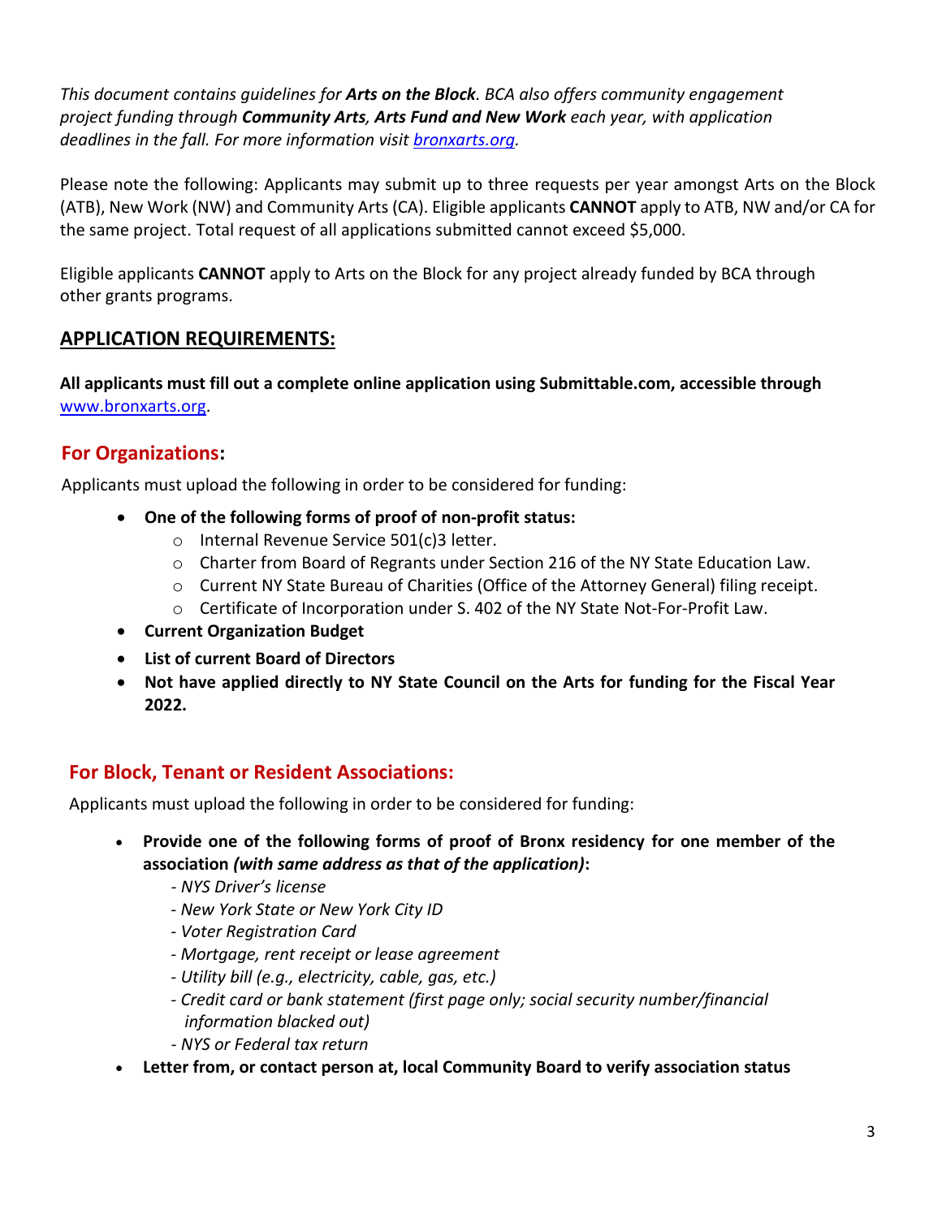*This document contains guidelines for **Arts on the Block**. BCA also offers community engagement project funding through **Community Arts, Arts Fund and New Work** each year, with application deadlines in the fall. For more information visit [bronxarts.org](bronxarts.org).*

Please note the following: Applicants may submit up to three requests per year amongst Arts on the Block (ATB), New Work (NW) and Community Arts (CA). Eligible applicants **CANNOT** apply to ATB, NW and/or CA for the same project. Total request of all applications submitted cannot exceed $5,000.

Eligible applicants **CANNOT** apply to Arts on the Block for any project already funded by BCA through other grants programs.

## APPLICATION REQUIREMENTS:

**All applicants must fill out a complete online application using Submittable.com, accessible through** [www.bronxarts.org](www.bronxarts.org).

### For Organizations:

Applicants must upload the following in order to be considered for funding:

- **One of the following forms of proof of non-profit status:**
  - Internal Revenue Service 501(c)3 letter.
  - Charter from Board of Regrants under Section 216 of the NY State Education Law.
  - Current NY State Bureau of Charities (Office of the Attorney General) filing receipt.
  - Certificate of Incorporation under S. 402 of the NY State Not-For-Profit Law.
- **Current Organization Budget**
- **List of current Board of Directors**
- **Not have applied directly to NY State Council on the Arts for funding for the Fiscal Year 2022.**

### For Block, Tenant or Resident Associations:

Applicants must upload the following in order to be considered for funding:

- **Provide one of the following forms of proof of Bronx residency for one member of the association *(with same address as that of the application)*:**
  - *- NYS Driver's license*
  - *- New York State or New York City ID*
  - *- Voter Registration Card*
  - *- Mortgage, rent receipt or lease agreement*
  - *- Utility bill (e.g., electricity, cable, gas, etc.)*
  - *- Credit card or bank statement (first page only; social security number/financial information blacked out)*
  - *- NYS or Federal tax return*
- **Letter from, or contact person at, local Community Board to verify association status**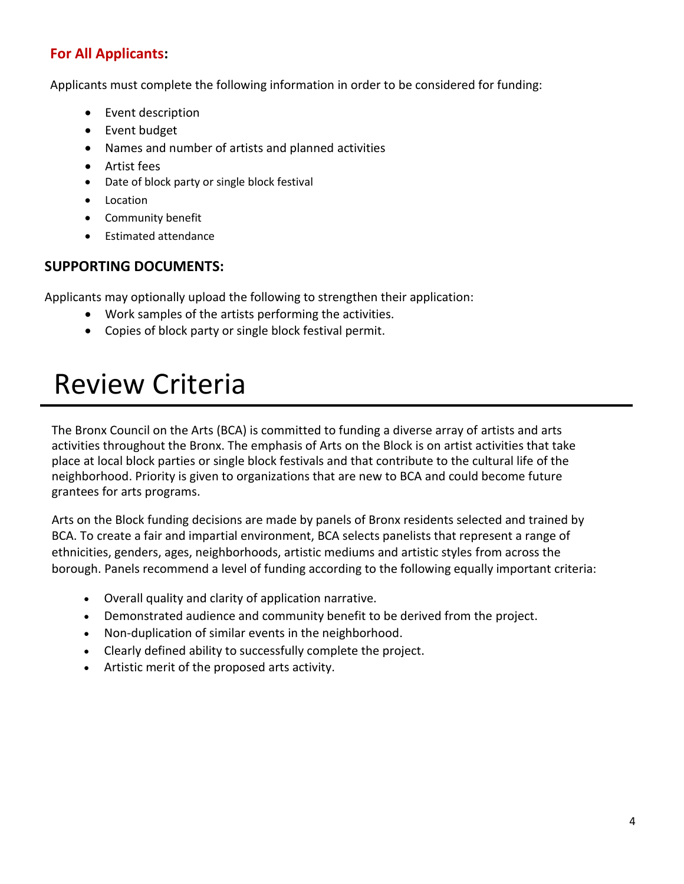**For All Applicants:**

Applicants must complete the following information in order to be considered for funding:

- Event description
- Event budget
- Names and number of artists and planned activities
- Artist fees
- Date of block party or single block festival
- Location
- Community benefit
- Estimated attendance

## SUPPORTING DOCUMENTS:

Applicants may optionally upload the following to strengthen their application:

- Work samples of the artists performing the activities.
- Copies of block party or single block festival permit.

# Review Criteria

The Bronx Council on the Arts (BCA) is committed to funding a diverse array of artists and arts activities throughout the Bronx. The emphasis of Arts on the Block is on artist activities that take place at local block parties or single block festivals and that contribute to the cultural life of the neighborhood. Priority is given to organizations that are new to BCA and could become future grantees for arts programs.

Arts on the Block funding decisions are made by panels of Bronx residents selected and trained by BCA. To create a fair and impartial environment, BCA selects panelists that represent a range of ethnicities, genders, ages, neighborhoods, artistic mediums and artistic styles from across the borough. Panels recommend a level of funding according to the following equally important criteria:

- Overall quality and clarity of application narrative.
- Demonstrated audience and community benefit to be derived from the project.
- Non-duplication of similar events in the neighborhood.
- Clearly defined ability to successfully complete the project.
- Artistic merit of the proposed arts activity.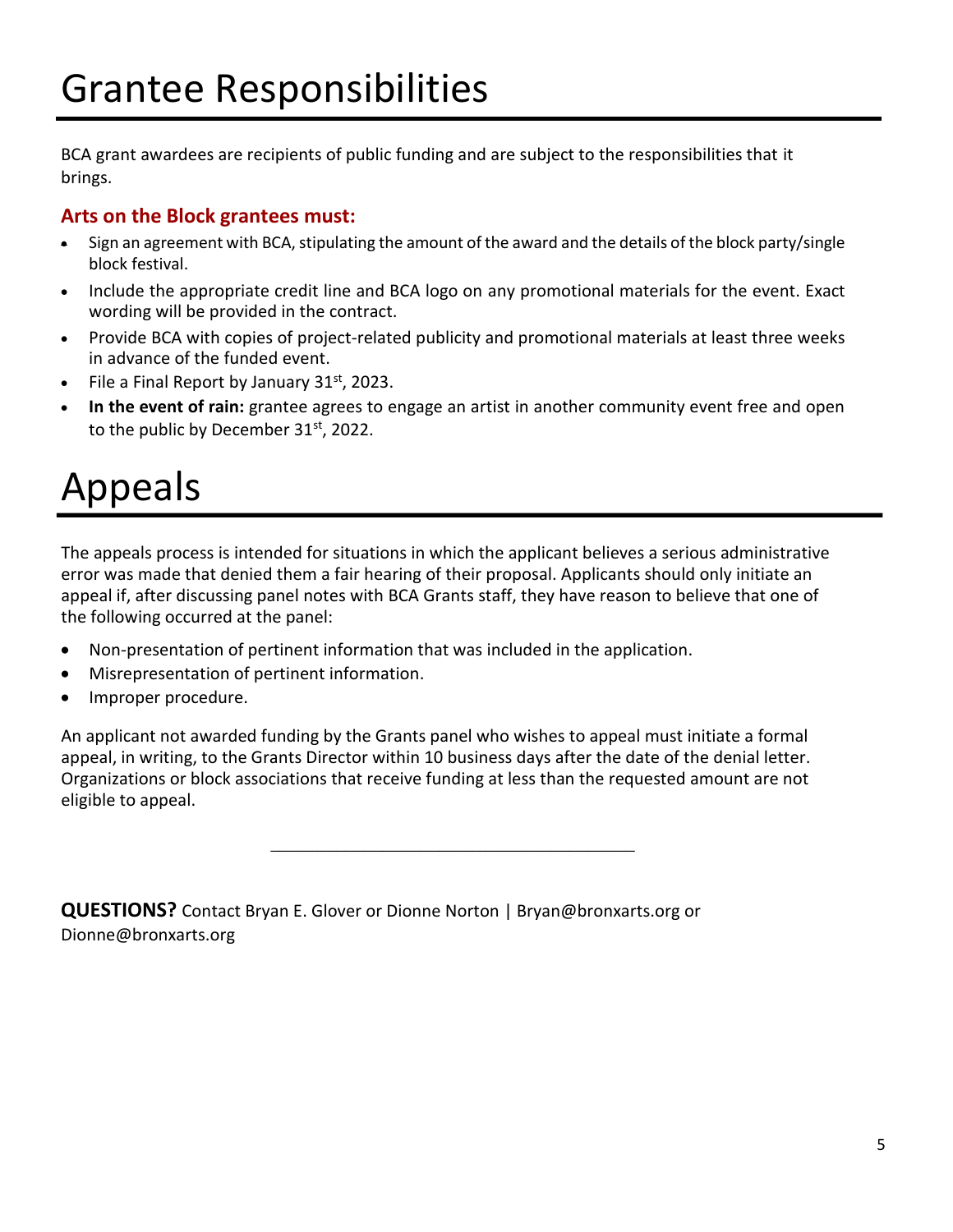# Grantee Responsibilities

BCA grant awardees are recipients of public funding and are subject to the responsibilities that it brings.

### Arts on the Block grantees must:

- Sign an agreement with BCA, stipulating the amount of the award and the details of the block party/single block festival.
- Include the appropriate credit line and BCA logo on any promotional materials for the event. Exact wording will be provided in the contract.
- Provide BCA with copies of project-related publicity and promotional materials at least three weeks in advance of the funded event.
- File a Final Report by January 31st, 2023.
- **In the event of rain:** grantee agrees to engage an artist in another community event free and open to the public by December 31st, 2022.

# Appeals

The appeals process is intended for situations in which the applicant believes a serious administrative error was made that denied them a fair hearing of their proposal. Applicants should only initiate an appeal if, after discussing panel notes with BCA Grants staff, they have reason to believe that one of the following occurred at the panel:

- Non-presentation of pertinent information that was included in the application.
- Misrepresentation of pertinent information.
- Improper procedure.

An applicant not awarded funding by the Grants panel who wishes to appeal must initiate a formal appeal, in writing, to the Grants Director within 10 business days after the date of the denial letter. Organizations or block associations that receive funding at less than the requested amount are not eligible to appeal.

---

**QUESTIONS?** Contact Bryan E. Glover or Dionne Norton | Bryan@bronxarts.org or Dionne@bronxarts.org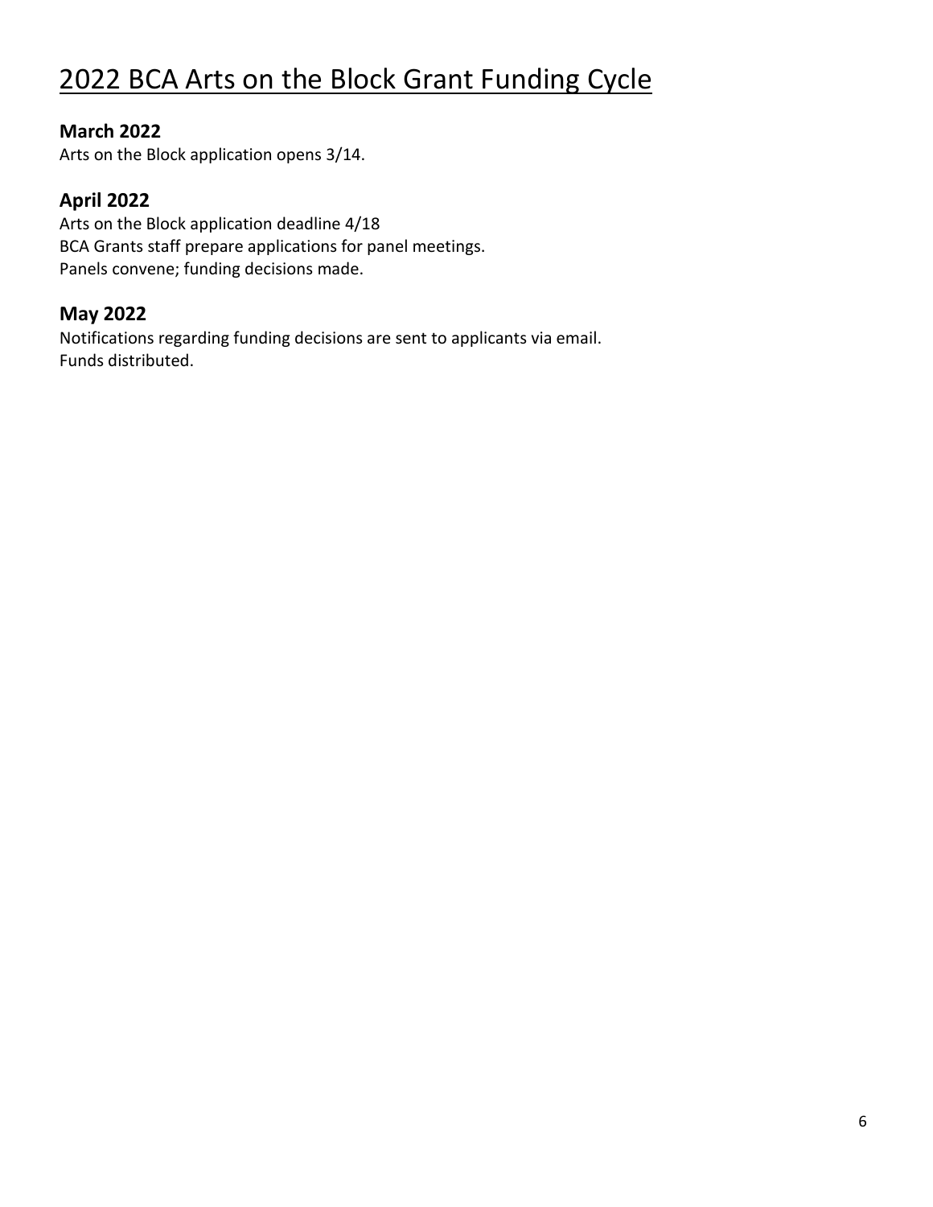# 2022 BCA Arts on the Block Grant Funding Cycle

## March 2022

Arts on the Block application opens 3/14.

## April 2022

Arts on the Block application deadline 4/18
BCA Grants staff prepare applications for panel meetings.
Panels convene; funding decisions made.

## May 2022

Notifications regarding funding decisions are sent to applicants via email.
Funds distributed.